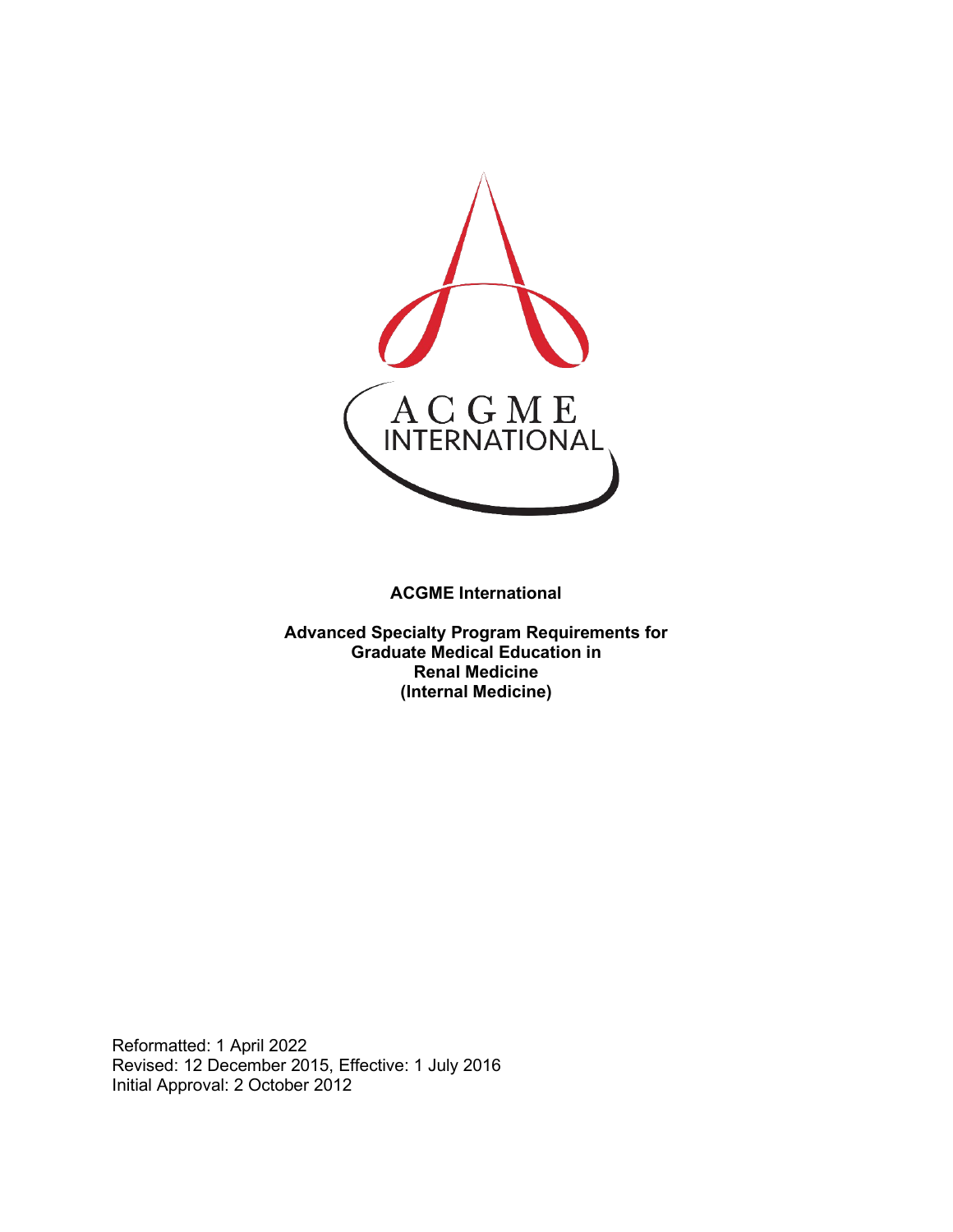**ACGME International**

**Advanced Specialty Program Requirements for Graduate Medical Education in Renal Medicine (Internal Medicine)**

Reformatted: 1 April 2022
Revised: 12 December 2015, Effective: 1 July 2016
Initial Approval: 2 October 2012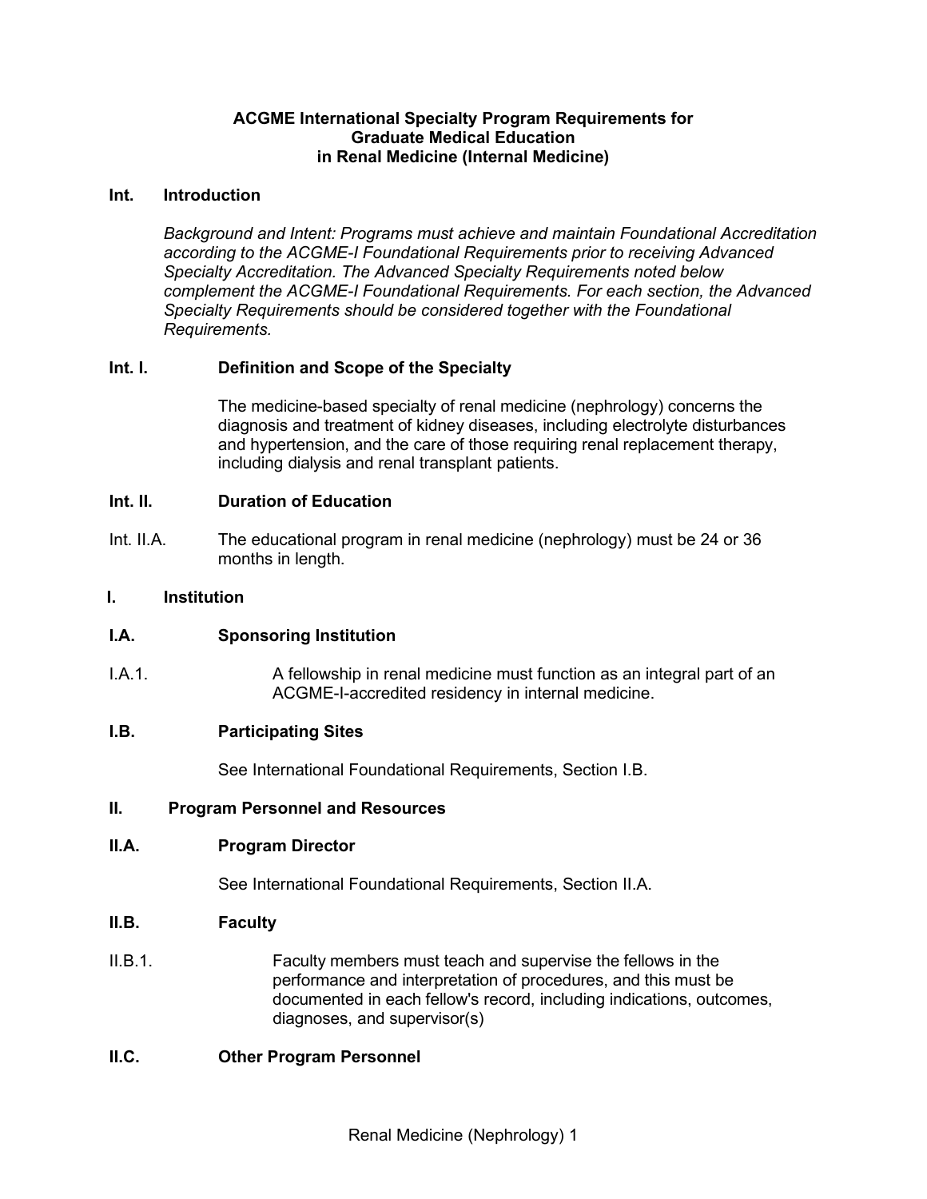# ACGME International Specialty Program Requirements for Graduate Medical Education in Renal Medicine (Internal Medicine)

## Int. Introduction

*Background and Intent: Programs must achieve and maintain Foundational Accreditation according to the ACGME-I Foundational Requirements prior to receiving Advanced Specialty Accreditation. The Advanced Specialty Requirements noted below complement the ACGME-I Foundational Requirements. For each section, the Advanced Specialty Requirements should be considered together with the Foundational Requirements.*

### Int. I. Definition and Scope of the Specialty

The medicine-based specialty of renal medicine (nephrology) concerns the diagnosis and treatment of kidney diseases, including electrolyte disturbances and hypertension, and the care of those requiring renal replacement therapy, including dialysis and renal transplant patients.

### Int. II. Duration of Education

Int. II.A. The educational program in renal medicine (nephrology) must be 24 or 36 months in length.

## I. Institution

### I.A. Sponsoring Institution

I.A.1. A fellowship in renal medicine must function as an integral part of an ACGME-I-accredited residency in internal medicine.

### I.B. Participating Sites

See International Foundational Requirements, Section I.B.

## II. Program Personnel and Resources

### II.A. Program Director

See International Foundational Requirements, Section II.A.

### II.B. Faculty

II.B.1. Faculty members must teach and supervise the fellows in the performance and interpretation of procedures, and this must be documented in each fellow's record, including indications, outcomes, diagnoses, and supervisor(s)

### II.C. Other Program Personnel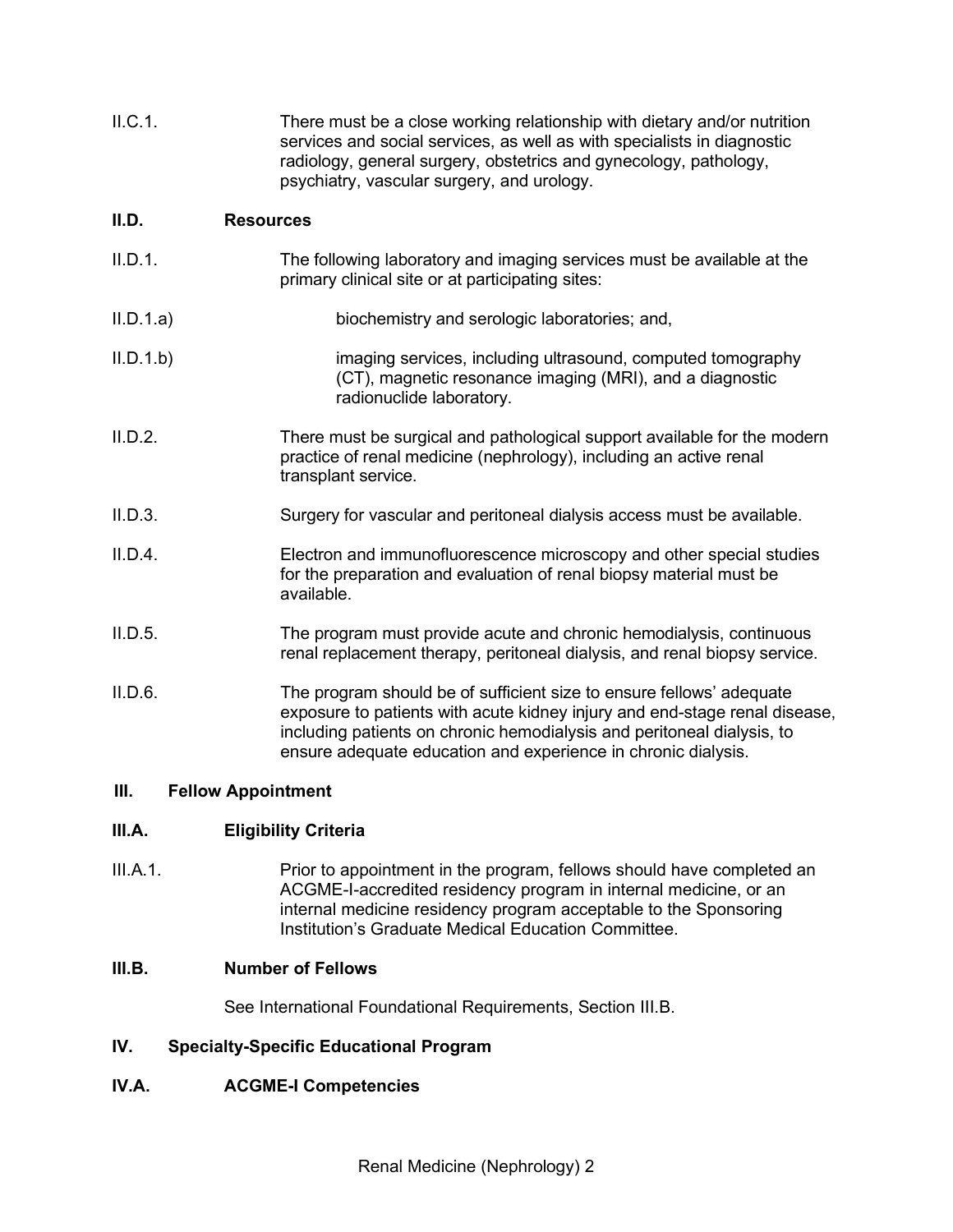II.C.1. There must be a close working relationship with dietary and/or nutrition services and social services, as well as with specialists in diagnostic radiology, general surgery, obstetrics and gynecology, pathology, psychiatry, vascular surgery, and urology.

**II.D. Resources**

II.D.1. The following laboratory and imaging services must be available at the primary clinical site or at participating sites:

II.D.1.a) biochemistry and serologic laboratories; and,

II.D.1.b) imaging services, including ultrasound, computed tomography (CT), magnetic resonance imaging (MRI), and a diagnostic radionuclide laboratory.

II.D.2. There must be surgical and pathological support available for the modern practice of renal medicine (nephrology), including an active renal transplant service.

II.D.3. Surgery for vascular and peritoneal dialysis access must be available.

II.D.4. Electron and immunofluorescence microscopy and other special studies for the preparation and evaluation of renal biopsy material must be available.

II.D.5. The program must provide acute and chronic hemodialysis, continuous renal replacement therapy, peritoneal dialysis, and renal biopsy service.

II.D.6. The program should be of sufficient size to ensure fellows' adequate exposure to patients with acute kidney injury and end-stage renal disease, including patients on chronic hemodialysis and peritoneal dialysis, to ensure adequate education and experience in chronic dialysis.

**III. Fellow Appointment**

**III.A. Eligibility Criteria**

III.A.1. Prior to appointment in the program, fellows should have completed an ACGME-I-accredited residency program in internal medicine, or an internal medicine residency program acceptable to the Sponsoring Institution's Graduate Medical Education Committee.

**III.B. Number of Fellows**

See International Foundational Requirements, Section III.B.

**IV. Specialty-Specific Educational Program**

**IV.A. ACGME-I Competencies**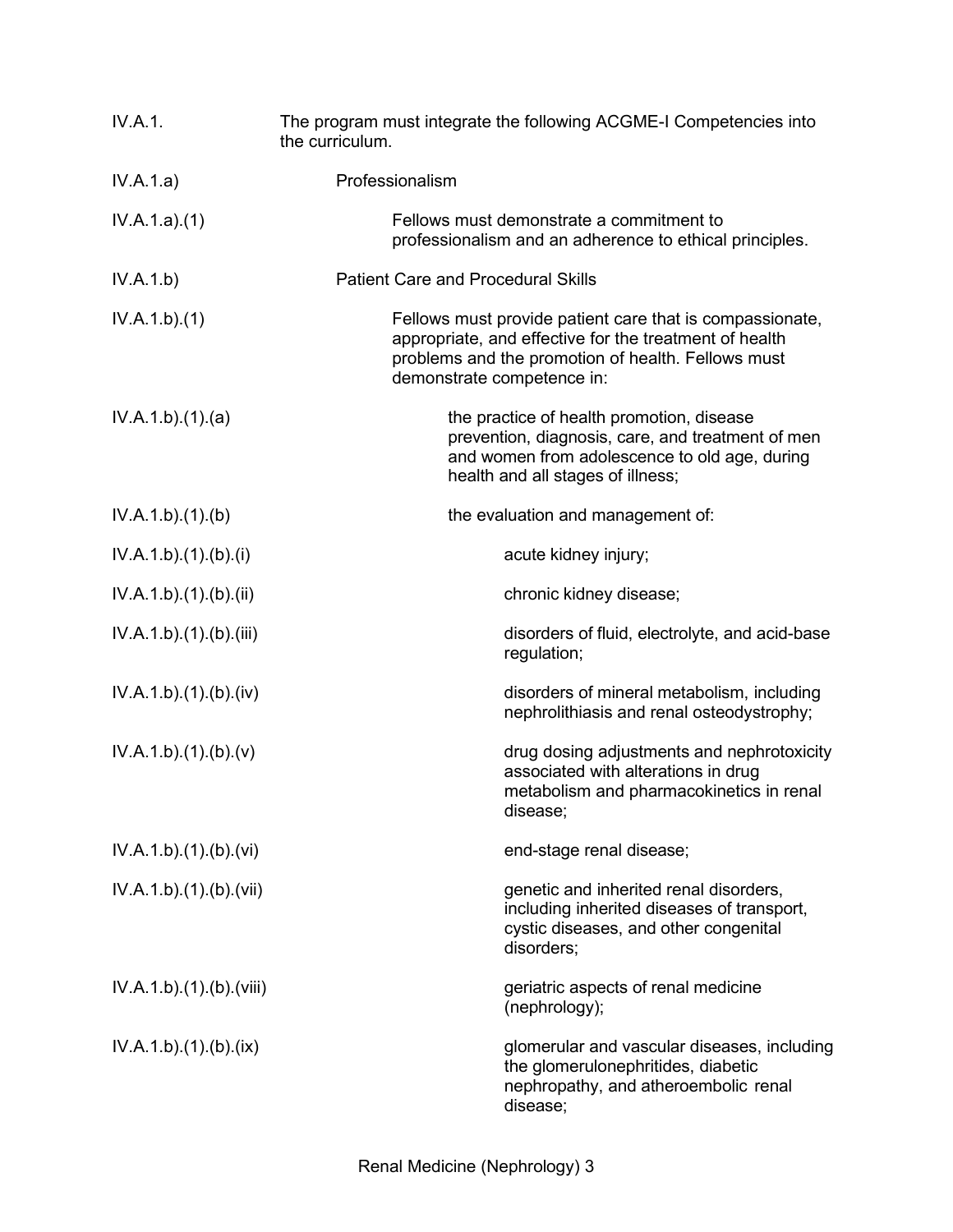| | |
|---|---|
| IV.A.1. | The program must integrate the following ACGME-I Competencies into the curriculum. |
| IV.A.1.a) | Professionalism |
| IV.A.1.a).(1) | Fellows must demonstrate a commitment to professionalism and an adherence to ethical principles. |
| IV.A.1.b) | Patient Care and Procedural Skills |
| IV.A.1.b).(1) | Fellows must provide patient care that is compassionate, appropriate, and effective for the treatment of health problems and the promotion of health. Fellows must demonstrate competence in: |
| IV.A.1.b).(1).(a) | the practice of health promotion, disease prevention, diagnosis, care, and treatment of men and women from adolescence to old age, during health and all stages of illness; |
| IV.A.1.b).(1).(b) | the evaluation and management of: |
| IV.A.1.b).(1).(b).(i) | acute kidney injury; |
| IV.A.1.b).(1).(b).(ii) | chronic kidney disease; |
| IV.A.1.b).(1).(b).(iii) | disorders of fluid, electrolyte, and acid-base regulation; |
| IV.A.1.b).(1).(b).(iv) | disorders of mineral metabolism, including nephrolithiasis and renal osteodystrophy; |
| IV.A.1.b).(1).(b).(v) | drug dosing adjustments and nephrotoxicity associated with alterations in drug metabolism and pharmacokinetics in renal disease; |
| IV.A.1.b).(1).(b).(vi) | end-stage renal disease; |
| IV.A.1.b).(1).(b).(vii) | genetic and inherited renal disorders, including inherited diseases of transport, cystic diseases, and other congenital disorders; |
| IV.A.1.b).(1).(b).(viii) | geriatric aspects of renal medicine (nephrology); |
| IV.A.1.b).(1).(b).(ix) | glomerular and vascular diseases, including the glomerulonephritides, diabetic nephropathy, and atheroembolic renal disease; |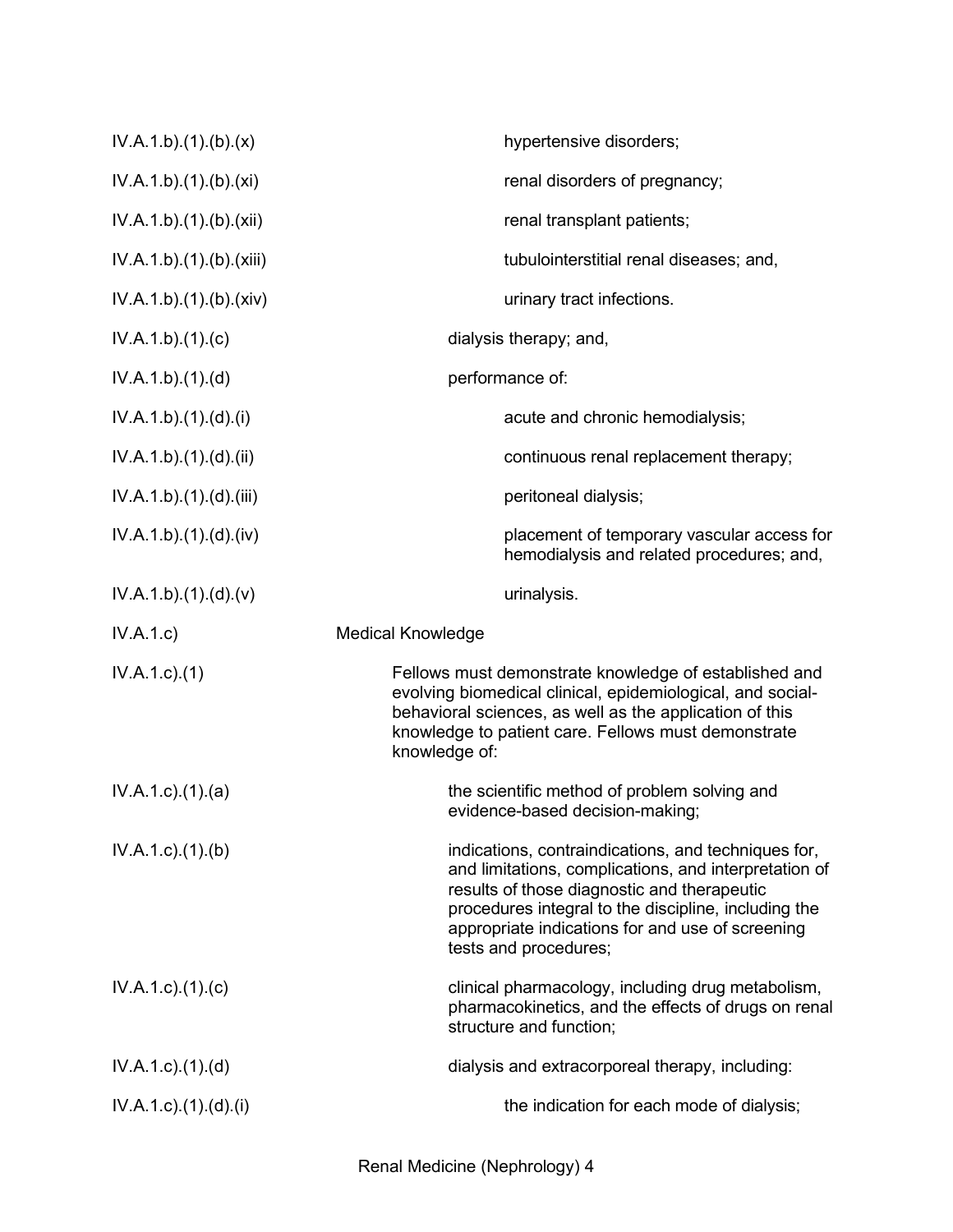| | |
|---|---|
| IV.A.1.b).(1).(b).(x) | hypertensive disorders; |
| IV.A.1.b).(1).(b).(xi) | renal disorders of pregnancy; |
| IV.A.1.b).(1).(b).(xii) | renal transplant patients; |
| IV.A.1.b).(1).(b).(xiii) | tubulointerstitial renal diseases; and, |
| IV.A.1.b).(1).(b).(xiv) | urinary tract infections. |
| IV.A.1.b).(1).(c) | dialysis therapy; and, |
| IV.A.1.b).(1).(d) | performance of: |
| IV.A.1.b).(1).(d).(i) | acute and chronic hemodialysis; |
| IV.A.1.b).(1).(d).(ii) | continuous renal replacement therapy; |
| IV.A.1.b).(1).(d).(iii) | peritoneal dialysis; |
| IV.A.1.b).(1).(d).(iv) | placement of temporary vascular access for hemodialysis and related procedures; and, |
| IV.A.1.b).(1).(d).(v) | urinalysis. |
| IV.A.1.c) | Medical Knowledge |
| IV.A.1.c).(1) | Fellows must demonstrate knowledge of established and evolving biomedical clinical, epidemiological, and social-behavioral sciences, as well as the application of this knowledge to patient care. Fellows must demonstrate knowledge of: |
| IV.A.1.c).(1).(a) | the scientific method of problem solving and evidence-based decision-making; |
| IV.A.1.c).(1).(b) | indications, contraindications, and techniques for, and limitations, complications, and interpretation of results of those diagnostic and therapeutic procedures integral to the discipline, including the appropriate indications for and use of screening tests and procedures; |
| IV.A.1.c).(1).(c) | clinical pharmacology, including drug metabolism, pharmacokinetics, and the effects of drugs on renal structure and function; |
| IV.A.1.c).(1).(d) | dialysis and extracorporeal therapy, including: |
| IV.A.1.c).(1).(d).(i) | the indication for each mode of dialysis; |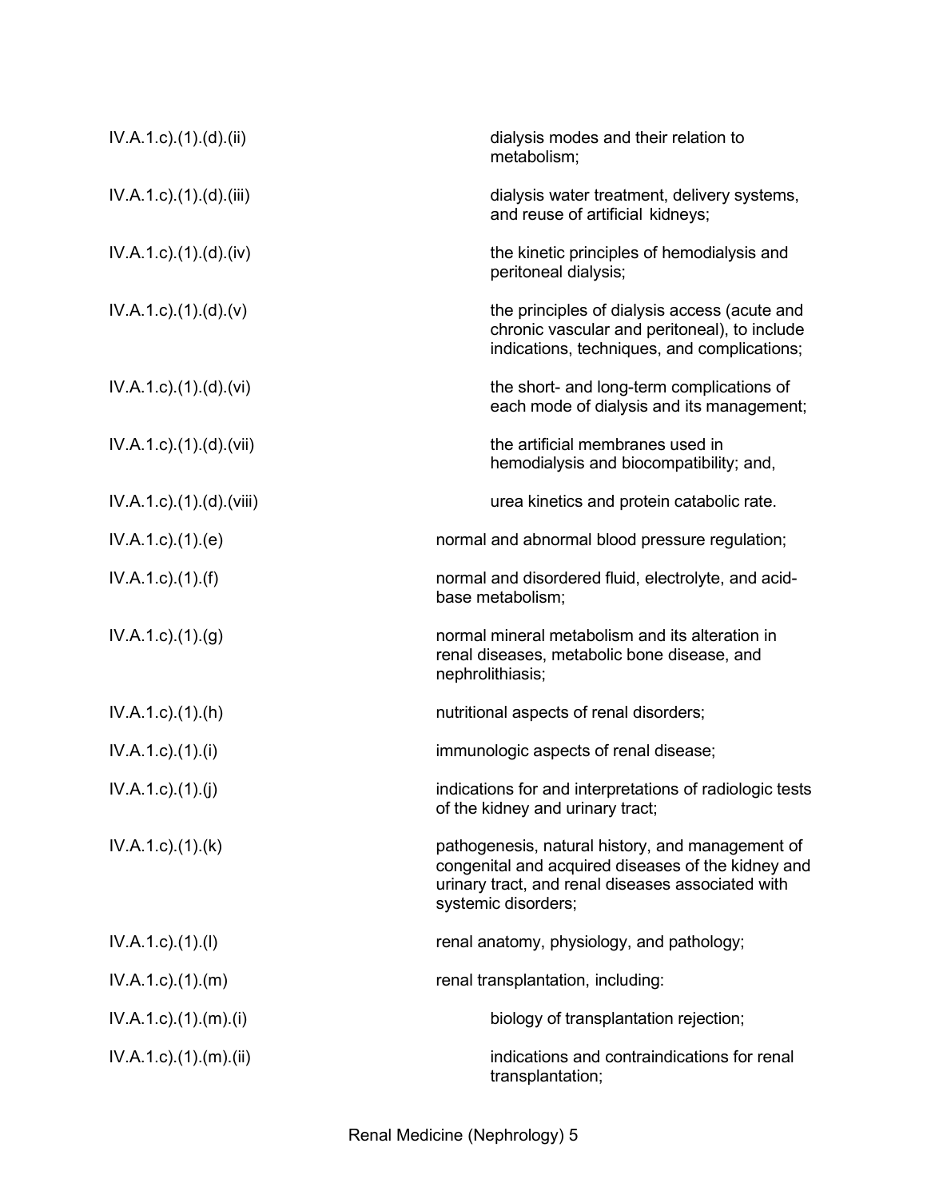| | |
|---|---|
| IV.A.1.c).(1).(d).(ii) | dialysis modes and their relation to metabolism; |
| IV.A.1.c).(1).(d).(iii) | dialysis water treatment, delivery systems, and reuse of artificial kidneys; |
| IV.A.1.c).(1).(d).(iv) | the kinetic principles of hemodialysis and peritoneal dialysis; |
| IV.A.1.c).(1).(d).(v) | the principles of dialysis access (acute and chronic vascular and peritoneal), to include indications, techniques, and complications; |
| IV.A.1.c).(1).(d).(vi) | the short- and long-term complications of each mode of dialysis and its management; |
| IV.A.1.c).(1).(d).(vii) | the artificial membranes used in hemodialysis and biocompatibility; and, |
| IV.A.1.c).(1).(d).(viii) | urea kinetics and protein catabolic rate. |
| IV.A.1.c).(1).(e) | normal and abnormal blood pressure regulation; |
| IV.A.1.c).(1).(f) | normal and disordered fluid, electrolyte, and acid-base metabolism; |
| IV.A.1.c).(1).(g) | normal mineral metabolism and its alteration in renal diseases, metabolic bone disease, and nephrolithiasis; |
| IV.A.1.c).(1).(h) | nutritional aspects of renal disorders; |
| IV.A.1.c).(1).(i) | immunologic aspects of renal disease; |
| IV.A.1.c).(1).(j) | indications for and interpretations of radiologic tests of the kidney and urinary tract; |
| IV.A.1.c).(1).(k) | pathogenesis, natural history, and management of congenital and acquired diseases of the kidney and urinary tract, and renal diseases associated with systemic disorders; |
| IV.A.1.c).(1).(l) | renal anatomy, physiology, and pathology; |
| IV.A.1.c).(1).(m) | renal transplantation, including: |
| IV.A.1.c).(1).(m).(i) | biology of transplantation rejection; |
| IV.A.1.c).(1).(m).(ii) | indications and contraindications for renal transplantation; |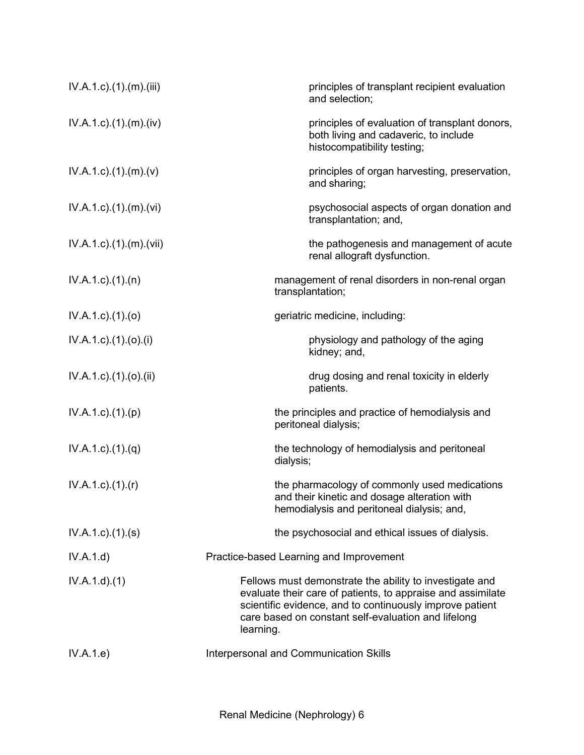| | |
|---|---|
| IV.A.1.c).(1).(m).(iii) | principles of transplant recipient evaluation and selection; |
| IV.A.1.c).(1).(m).(iv) | principles of evaluation of transplant donors, both living and cadaveric, to include histocompatibility testing; |
| IV.A.1.c).(1).(m).(v) | principles of organ harvesting, preservation, and sharing; |
| IV.A.1.c).(1).(m).(vi) | psychosocial aspects of organ donation and transplantation; and, |
| IV.A.1.c).(1).(m).(vii) | the pathogenesis and management of acute renal allograft dysfunction. |
| IV.A.1.c).(1).(n) | management of renal disorders in non-renal organ transplantation; |
| IV.A.1.c).(1).(o) | geriatric medicine, including: |
| IV.A.1.c).(1).(o).(i) | physiology and pathology of the aging kidney; and, |
| IV.A.1.c).(1).(o).(ii) | drug dosing and renal toxicity in elderly patients. |
| IV.A.1.c).(1).(p) | the principles and practice of hemodialysis and peritoneal dialysis; |
| IV.A.1.c).(1).(q) | the technology of hemodialysis and peritoneal dialysis; |
| IV.A.1.c).(1).(r) | the pharmacology of commonly used medications and their kinetic and dosage alteration with hemodialysis and peritoneal dialysis; and, |
| IV.A.1.c).(1).(s) | the psychosocial and ethical issues of dialysis. |
| IV.A.1.d) | Practice-based Learning and Improvement |
| IV.A.1.d).(1) | Fellows must demonstrate the ability to investigate and evaluate their care of patients, to appraise and assimilate scientific evidence, and to continuously improve patient care based on constant self-evaluation and lifelong learning. |
| IV.A.1.e) | Interpersonal and Communication Skills |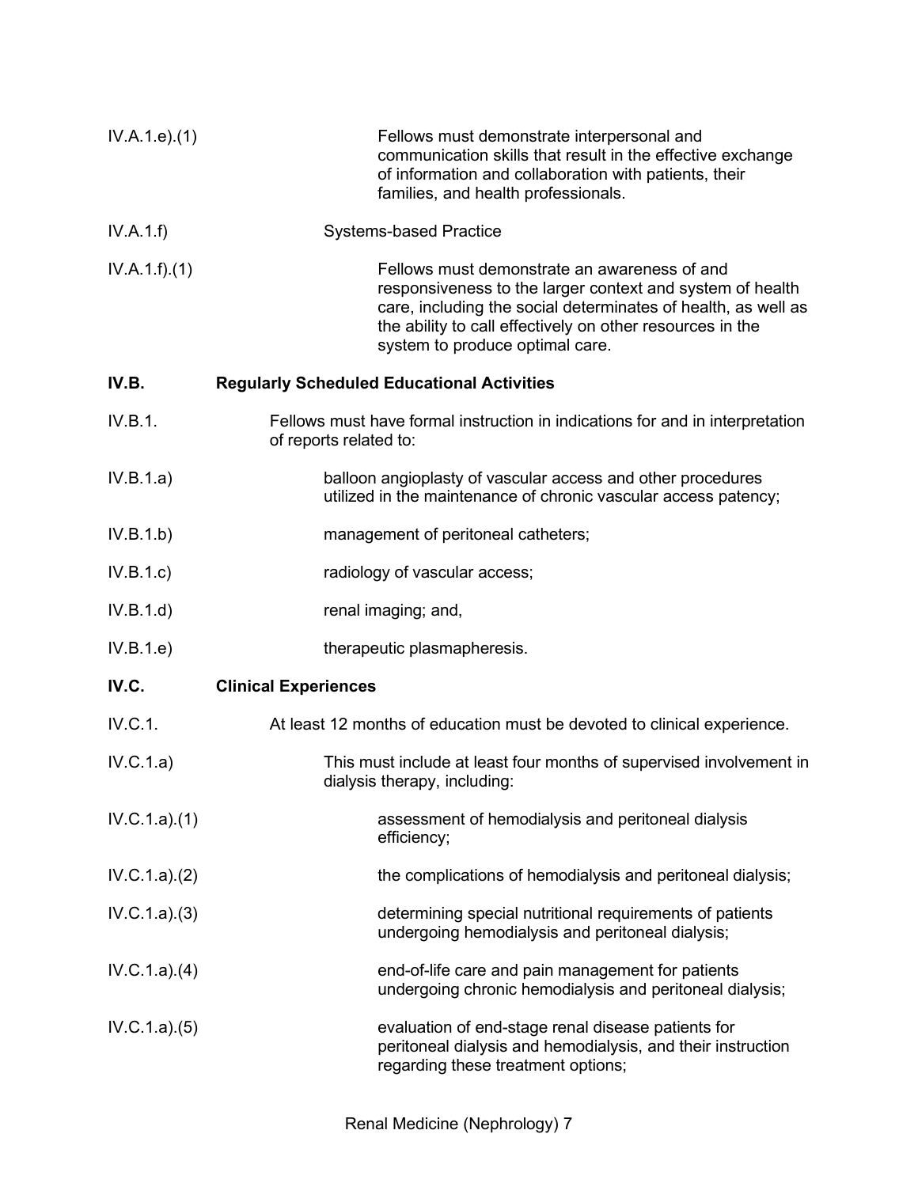IV.A.1.e).(1) Fellows must demonstrate interpersonal and communication skills that result in the effective exchange of information and collaboration with patients, their families, and health professionals.

IV.A.1.f) Systems-based Practice

IV.A.1.f).(1) Fellows must demonstrate an awareness of and responsiveness to the larger context and system of health care, including the social determinates of health, as well as the ability to call effectively on other resources in the system to produce optimal care.

**IV.B. Regularly Scheduled Educational Activities**

IV.B.1. Fellows must have formal instruction in indications for and in interpretation of reports related to:

IV.B.1.a) balloon angioplasty of vascular access and other procedures utilized in the maintenance of chronic vascular access patency;

IV.B.1.b) management of peritoneal catheters;

IV.B.1.c) radiology of vascular access;

IV.B.1.d) renal imaging; and,

IV.B.1.e) therapeutic plasmapheresis.

**IV.C. Clinical Experiences**

IV.C.1. At least 12 months of education must be devoted to clinical experience.

IV.C.1.a) This must include at least four months of supervised involvement in dialysis therapy, including:

IV.C.1.a).(1) assessment of hemodialysis and peritoneal dialysis efficiency;

IV.C.1.a).(2) the complications of hemodialysis and peritoneal dialysis;

IV.C.1.a).(3) determining special nutritional requirements of patients undergoing hemodialysis and peritoneal dialysis;

IV.C.1.a).(4) end-of-life care and pain management for patients undergoing chronic hemodialysis and peritoneal dialysis;

IV.C.1.a).(5) evaluation of end-stage renal disease patients for peritoneal dialysis and hemodialysis, and their instruction regarding these treatment options;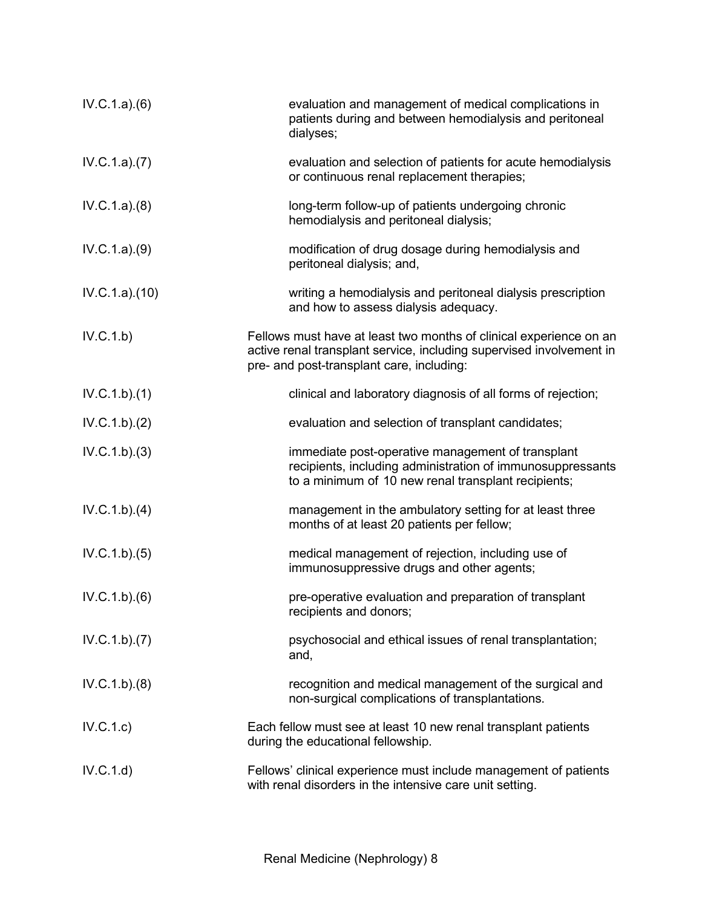| | |
|---|---|
| IV.C.1.a).(6) | evaluation and management of medical complications in patients during and between hemodialysis and peritoneal dialyses; |
| IV.C.1.a).(7) | evaluation and selection of patients for acute hemodialysis or continuous renal replacement therapies; |
| IV.C.1.a).(8) | long-term follow-up of patients undergoing chronic hemodialysis and peritoneal dialysis; |
| IV.C.1.a).(9) | modification of drug dosage during hemodialysis and peritoneal dialysis; and, |
| IV.C.1.a).(10) | writing a hemodialysis and peritoneal dialysis prescription and how to assess dialysis adequacy. |
| IV.C.1.b) | Fellows must have at least two months of clinical experience on an active renal transplant service, including supervised involvement in pre- and post-transplant care, including: |
| IV.C.1.b).(1) | clinical and laboratory diagnosis of all forms of rejection; |
| IV.C.1.b).(2) | evaluation and selection of transplant candidates; |
| IV.C.1.b).(3) | immediate post-operative management of transplant recipients, including administration of immunosuppressants to a minimum of 10 new renal transplant recipients; |
| IV.C.1.b).(4) | management in the ambulatory setting for at least three months of at least 20 patients per fellow; |
| IV.C.1.b).(5) | medical management of rejection, including use of immunosuppressive drugs and other agents; |
| IV.C.1.b).(6) | pre-operative evaluation and preparation of transplant recipients and donors; |
| IV.C.1.b).(7) | psychosocial and ethical issues of renal transplantation; and, |
| IV.C.1.b).(8) | recognition and medical management of the surgical and non-surgical complications of transplantations. |
| IV.C.1.c) | Each fellow must see at least 10 new renal transplant patients during the educational fellowship. |
| IV.C.1.d) | Fellows' clinical experience must include management of patients with renal disorders in the intensive care unit setting. |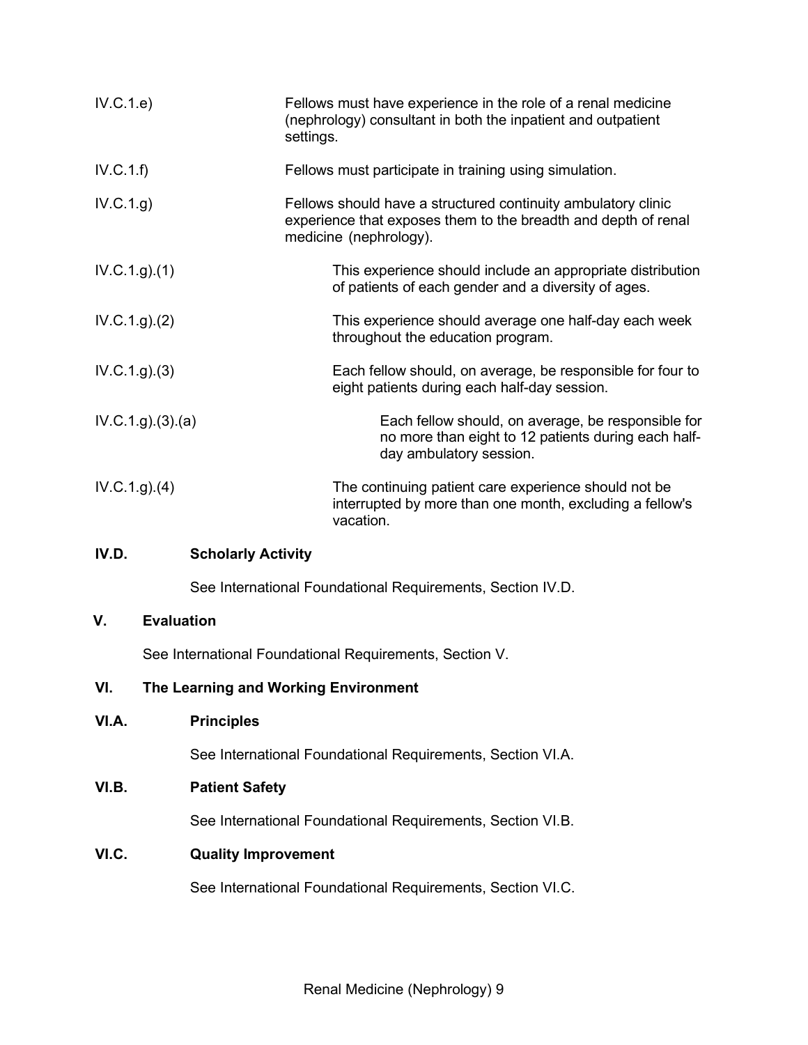IV.C.1.e) Fellows must have experience in the role of a renal medicine (nephrology) consultant in both the inpatient and outpatient settings.

IV.C.1.f) Fellows must participate in training using simulation.

IV.C.1.g) Fellows should have a structured continuity ambulatory clinic experience that exposes them to the breadth and depth of renal medicine (nephrology).

IV.C.1.g).(1) This experience should include an appropriate distribution of patients of each gender and a diversity of ages.

IV.C.1.g).(2) This experience should average one half-day each week throughout the education program.

IV.C.1.g).(3) Each fellow should, on average, be responsible for four to eight patients during each half-day session.

IV.C.1.g).(3).(a) Each fellow should, on average, be responsible for no more than eight to 12 patients during each half-day ambulatory session.

IV.C.1.g).(4) The continuing patient care experience should not be interrupted by more than one month, excluding a fellow's vacation.

**IV.D. Scholarly Activity**

See International Foundational Requirements, Section IV.D.

**V. Evaluation**

See International Foundational Requirements, Section V.

**VI. The Learning and Working Environment**

**VI.A. Principles**

See International Foundational Requirements, Section VI.A.

**VI.B. Patient Safety**

See International Foundational Requirements, Section VI.B.

**VI.C. Quality Improvement**

See International Foundational Requirements, Section VI.C.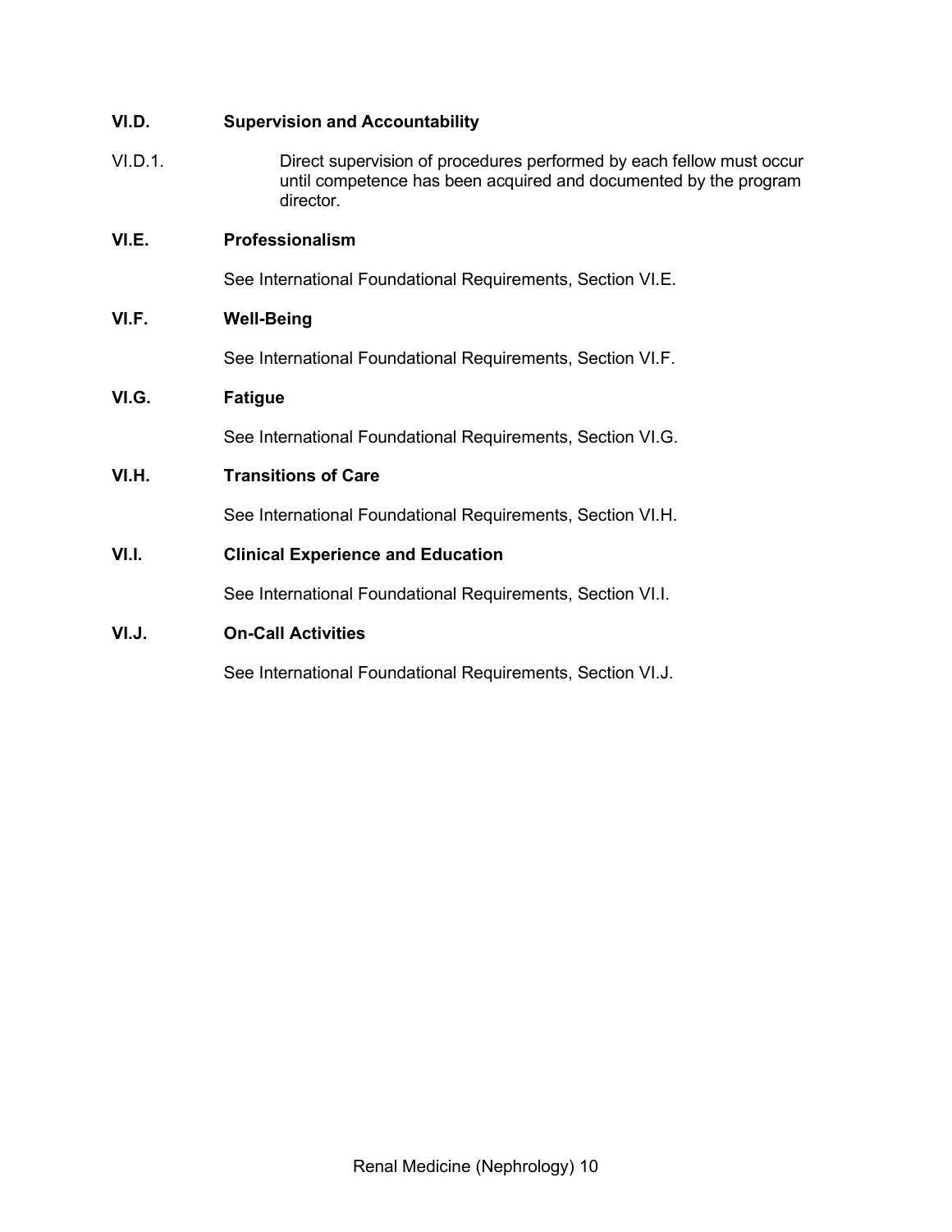**VI.D. Supervision and Accountability**

VI.D.1. Direct supervision of procedures performed by each fellow must occur until competence has been acquired and documented by the program director.

**VI.E. Professionalism**

See International Foundational Requirements, Section VI.E.

**VI.F. Well-Being**

See International Foundational Requirements, Section VI.F.

**VI.G. Fatigue**

See International Foundational Requirements, Section VI.G.

**VI.H. Transitions of Care**

See International Foundational Requirements, Section VI.H.

**VI.I. Clinical Experience and Education**

See International Foundational Requirements, Section VI.I.

**VI.J. On-Call Activities**

See International Foundational Requirements, Section VI.J.